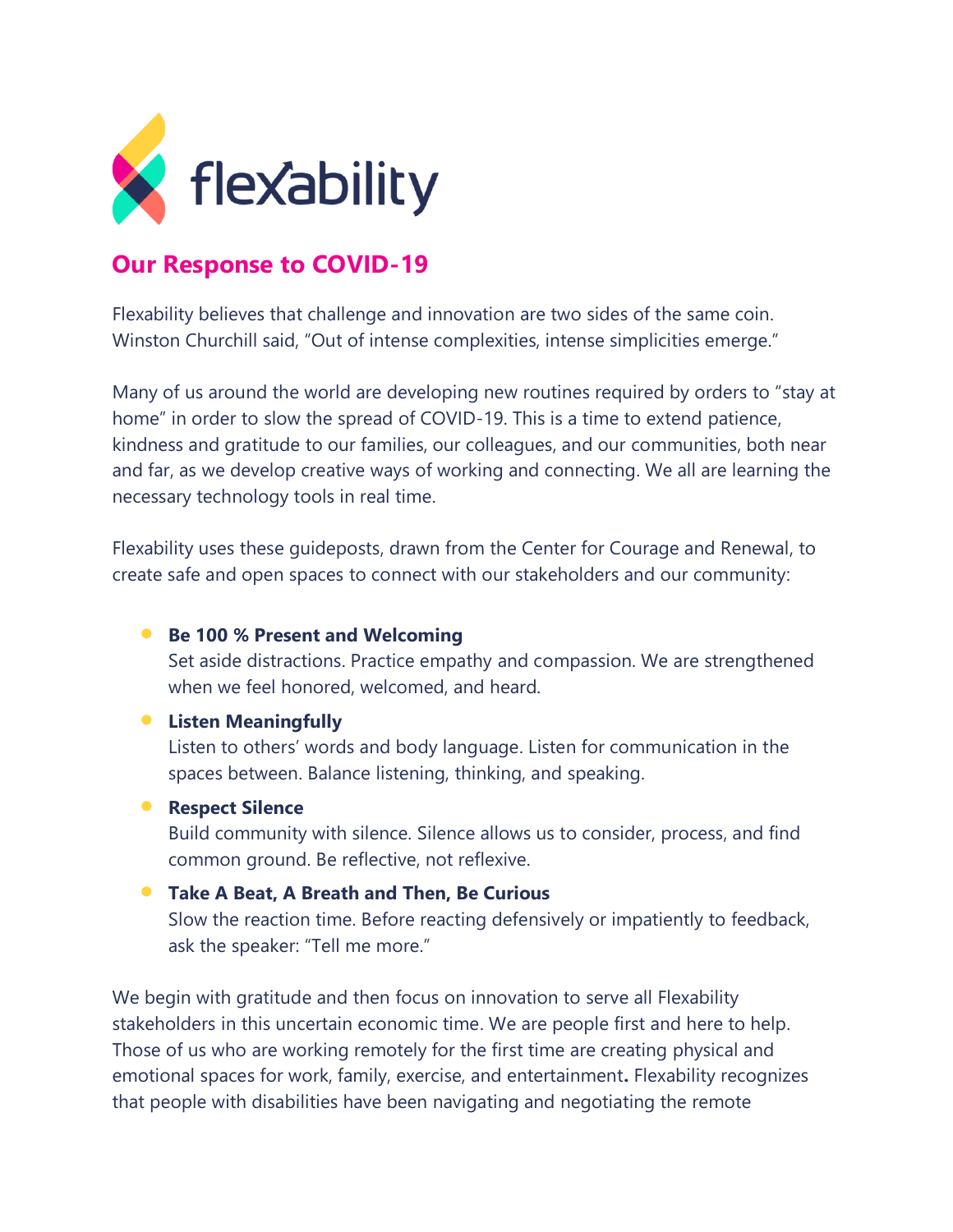flexability

## Our Response to COVID-19

Flexability believes that challenge and innovation are two sides of the same coin. Winston Churchill said, "Out of intense complexities, intense simplicities emerge."

Many of us around the world are developing new routines required by orders to "stay at home" in order to slow the spread of COVID-19. This is a time to extend patience, kindness and gratitude to our families, our colleagues, and our communities, both near and far, as we develop creative ways of working and connecting. We all are learning the necessary technology tools in real time.

Flexability uses these guideposts, drawn from the Center for Courage and Renewal, to create safe and open spaces to connect with our stakeholders and our community:

- **Be 100 % Present and Welcoming**
  Set aside distractions. Practice empathy and compassion. We are strengthened when we feel honored, welcomed, and heard.
- **Listen Meaningfully**
  Listen to others' words and body language. Listen for communication in the spaces between. Balance listening, thinking, and speaking.
- **Respect Silence**
  Build community with silence. Silence allows us to consider, process, and find common ground. Be reflective, not reflexive.
- **Take A Beat, A Breath and Then, Be Curious**
  Slow the reaction time. Before reacting defensively or impatiently to feedback, ask the speaker: "Tell me more."

We begin with gratitude and then focus on innovation to serve all Flexability stakeholders in this uncertain economic time. We are people first and here to help. Those of us who are working remotely for the first time are creating physical and emotional spaces for work, family, exercise, and entertainment**.** Flexability recognizes that people with disabilities have been navigating and negotiating the remote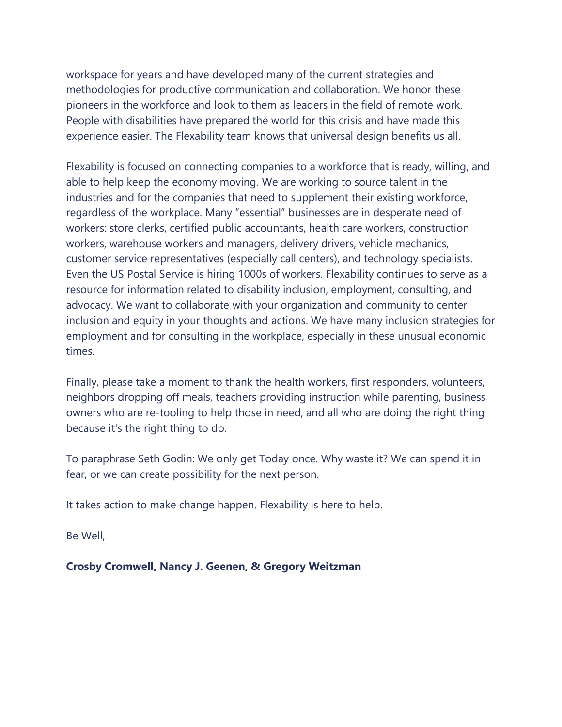workspace for years and have developed many of the current strategies and methodologies for productive communication and collaboration. We honor these pioneers in the workforce and look to them as leaders in the field of remote work. People with disabilities have prepared the world for this crisis and have made this experience easier. The Flexability team knows that universal design benefits us all.

Flexability is focused on connecting companies to a workforce that is ready, willing, and able to help keep the economy moving. We are working to source talent in the industries and for the companies that need to supplement their existing workforce, regardless of the workplace. Many "essential" businesses are in desperate need of workers: store clerks, certified public accountants, health care workers, construction workers, warehouse workers and managers, delivery drivers, vehicle mechanics, customer service representatives (especially call centers), and technology specialists. Even the US Postal Service is hiring 1000s of workers. Flexability continues to serve as a resource for information related to disability inclusion, employment, consulting, and advocacy. We want to collaborate with your organization and community to center inclusion and equity in your thoughts and actions. We have many inclusion strategies for employment and for consulting in the workplace, especially in these unusual economic times.

Finally, please take a moment to thank the health workers, first responders, volunteers, neighbors dropping off meals, teachers providing instruction while parenting, business owners who are re-tooling to help those in need, and all who are doing the right thing because it's the right thing to do.

To paraphrase Seth Godin: We only get Today once. Why waste it? We can spend it in fear, or we can create possibility for the next person.

It takes action to make change happen. Flexability is here to help.

Be Well,

**Crosby Cromwell, Nancy J. Geenen, & Gregory Weitzman**